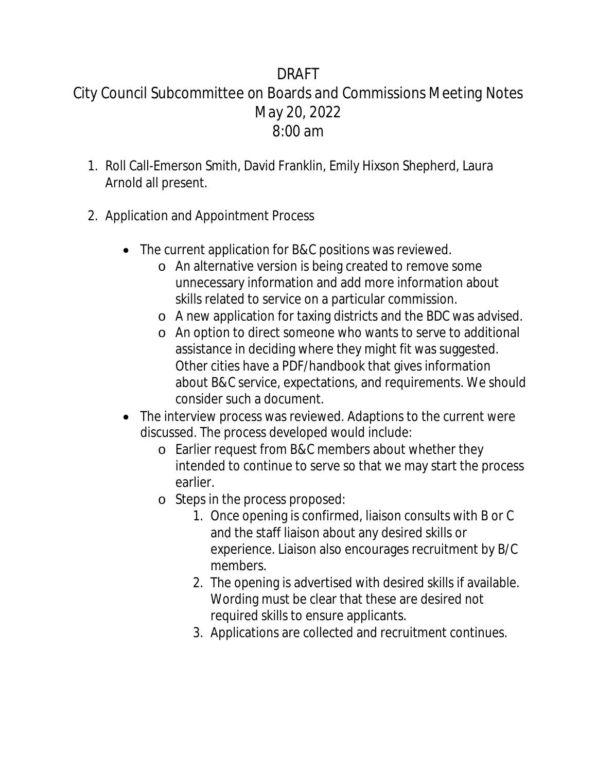# DRAFT

## City Council Subcommittee on Boards and Commissions Meeting Notes

### May 20, 2022

### 8:00 am

1. Roll Call-Emerson Smith, David Franklin, Emily Hixson Shepherd, Laura Arnold all present.

2. Application and Appointment Process

   - The current application for B&C positions was reviewed.
     - An alternative version is being created to remove some unnecessary information and add more information about skills related to service on a particular commission.
     - A new application for taxing districts and the BDC was advised.
     - An option to direct someone who wants to serve to additional assistance in deciding where they might fit was suggested. Other cities have a PDF/handbook that gives information about B&C service, expectations, and requirements. We should consider such a document.
   - The interview process was reviewed. Adaptions to the current were discussed. The process developed would include:
     - Earlier request from B&C members about whether they intended to continue to serve so that we may start the process earlier.
     - Steps in the process proposed:
       1. Once opening is confirmed, liaison consults with B or C and the staff liaison about any desired skills or experience. Liaison also encourages recruitment by B/C members.
       2. The opening is advertised with desired skills if available. Wording must be clear that these are desired not required skills to ensure applicants.
       3. Applications are collected and recruitment continues.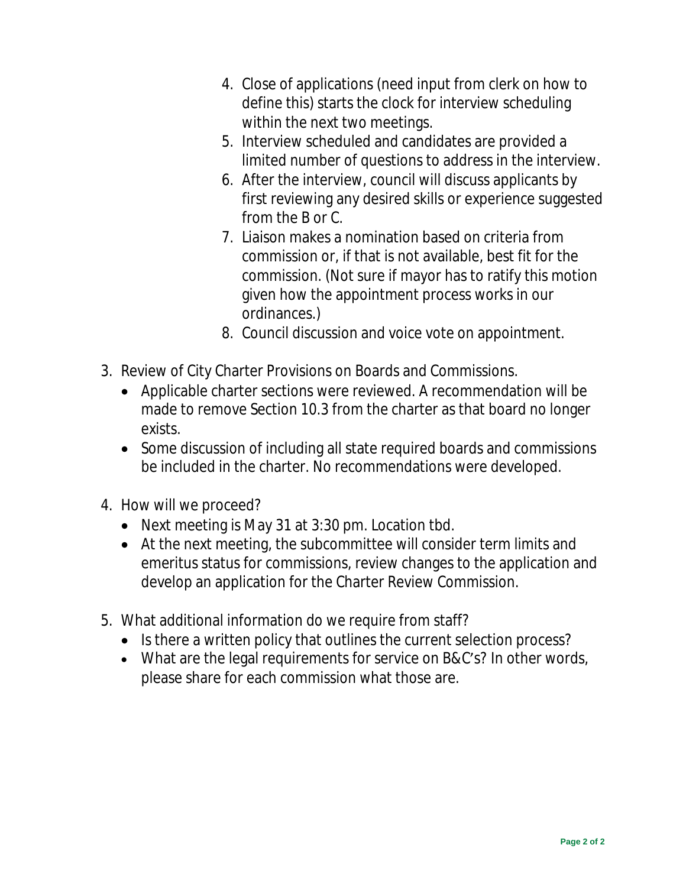4. Close of applications (need input from clerk on how to define this) starts the clock for interview scheduling within the next two meetings.
5. Interview scheduled and candidates are provided a limited number of questions to address in the interview.
6. After the interview, council will discuss applicants by first reviewing any desired skills or experience suggested from the B or C.
7. Liaison makes a nomination based on criteria from commission or, if that is not available, best fit for the commission. (Not sure if mayor has to ratify this motion given how the appointment process works in our ordinances.)
8. Council discussion and voice vote on appointment.

3. Review of City Charter Provisions on Boards and Commissions.
   - Applicable charter sections were reviewed. A recommendation will be made to remove Section 10.3 from the charter as that board no longer exists.
   - Some discussion of including all state required boards and commissions be included in the charter. No recommendations were developed.

4. How will we proceed?
   - Next meeting is May 31 at 3:30 pm. Location tbd.
   - At the next meeting, the subcommittee will consider term limits and emeritus status for commissions, review changes to the application and develop an application for the Charter Review Commission.

5. What additional information do we require from staff?
   - Is there a written policy that outlines the current selection process?
   - What are the legal requirements for service on B&C's? In other words, please share for each commission what those are.